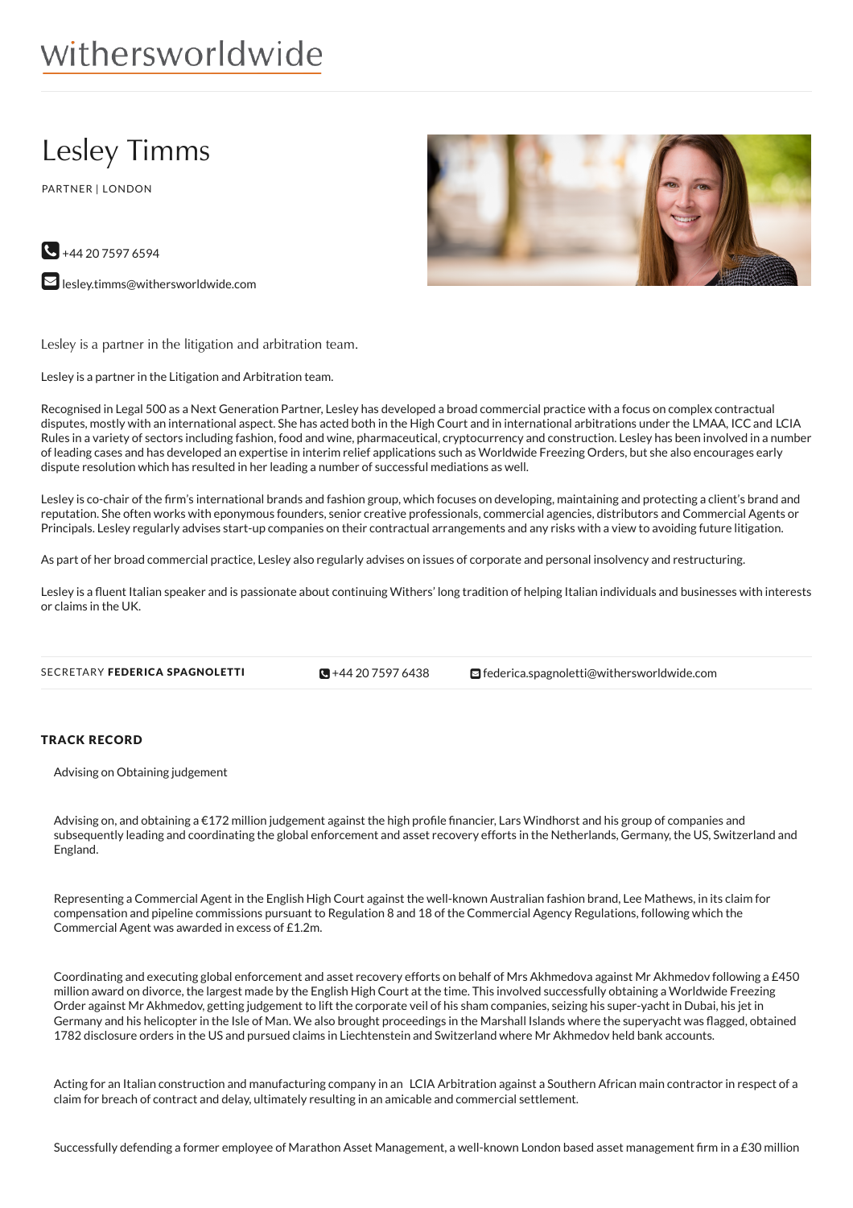withersworldwide

# Lesley Timms

PARTNER | LONDON

+44 20 7597 6594

lesley.timms@withersworldwide.com

Lesley is a partner in the litigation and arbitration team.

Lesley is a partner in the Litigation and Arbitration team.

Recognised in Legal 500 as a Next Generation Partner, Lesley has developed a broad commercial practice with a focus on complex contractual disputes, mostly with an international aspect. She has acted both in the High Court and in international arbitrations under the LMAA, ICC and LCIA Rules in a variety of sectors including fashion, food and wine, pharmaceutical, cryptocurrency and construction. Lesley has been involved in a number of leading cases and has developed an expertise in interim relief applications such as Worldwide Freezing Orders, but she also encourages early dispute resolution which has resulted in her leading a number of successful mediations as well.

Lesley is co-chair of the firm's international brands and fashion group, which focuses on developing, maintaining and protecting a client's brand and reputation. She often works with eponymous founders, senior creative professionals, commercial agencies, distributors and Commercial Agents or Principals. Lesley regularly advises start-up companies on their contractual arrangements and any risks with a view to avoiding future litigation.

As part of her broad commercial practice, Lesley also regularly advises on issues of corporate and personal insolvency and restructuring.

Lesley is a fluent Italian speaker and is passionate about continuing Withers' long tradition of helping Italian individuals and businesses with interests or claims in the UK.

SECRETARY **FEDERICA SPAGNOLETTI** +44 20 7597 6438 federica.spagnoletti@withersworldwide.com

## TRACK RECORD

Advising on Obtaining judgement

Advising on, and obtaining a €172 million judgement against the high profile financier, Lars Windhorst and his group of companies and subsequently leading and coordinating the global enforcement and asset recovery efforts in the Netherlands, Germany, the US, Switzerland and England.

Representing a Commercial Agent in the English High Court against the well-known Australian fashion brand, Lee Mathews, in its claim for compensation and pipeline commissions pursuant to Regulation 8 and 18 of the Commercial Agency Regulations, following which the Commercial Agent was awarded in excess of £1.2m.

Coordinating and executing global enforcement and asset recovery efforts on behalf of Mrs Akhmedova against Mr Akhmedov following a £450 million award on divorce, the largest made by the English High Court at the time. This involved successfully obtaining a Worldwide Freezing Order against Mr Akhmedov, getting judgement to lift the corporate veil of his sham companies, seizing his super-yacht in Dubai, his jet in Germany and his helicopter in the Isle of Man. We also brought proceedings in the Marshall Islands where the superyacht was flagged, obtained 1782 disclosure orders in the US and pursued claims in Liechtenstein and Switzerland where Mr Akhmedov held bank accounts.

Acting for an Italian construction and manufacturing company in an LCIA Arbitration against a Southern African main contractor in respect of a claim for breach of contract and delay, ultimately resulting in an amicable and commercial settlement.

Successfully defending a former employee of Marathon Asset Management, a well-known London based asset management firm in a £30 million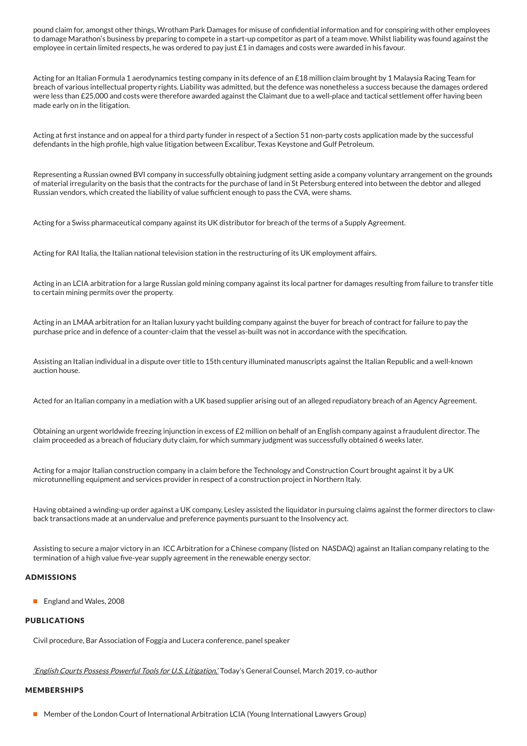pound claim for, amongst other things, Wrotham Park Damages for misuse of confidential information and for conspiring with other employees to damage Marathon's business by preparing to compete in a start-up competitor as part of a team move. Whilst liability was found against the employee in certain limited respects, he was ordered to pay just £1 in damages and costs were awarded in his favour.

Acting for an Italian Formula 1 aerodynamics testing company in its defence of an £18 million claim brought by 1 Malaysia Racing Team for breach of various intellectual property rights. Liability was admitted, but the defence was nonetheless a success because the damages ordered were less than £25,000 and costs were therefore awarded against the Claimant due to a well-place and tactical settlement offer having been made early on in the litigation.

Acting at first instance and on appeal for a third party funder in respect of a Section 51 non-party costs application made by the successful defendants in the high profile, high value litigation between Excalibur, Texas Keystone and Gulf Petroleum.

Representing a Russian owned BVI company in successfully obtaining judgment setting aside a company voluntary arrangement on the grounds of material irregularity on the basis that the contracts for the purchase of land in St Petersburg entered into between the debtor and alleged Russian vendors, which created the liability of value sufficient enough to pass the CVA, were shams.

Acting for a Swiss pharmaceutical company against its UK distributor for breach of the terms of a Supply Agreement.

Acting for RAI Italia, the Italian national television station in the restructuring of its UK employment affairs.

Acting in an LCIA arbitration for a large Russian gold mining company against its local partner for damages resulting from failure to transfer title to certain mining permits over the property.

Acting in an LMAA arbitration for an Italian luxury yacht building company against the buyer for breach of contract for failure to pay the purchase price and in defence of a counter-claim that the vessel as-built was not in accordance with the specification.

Assisting an Italian individual in a dispute over title to 15th century illuminated manuscripts against the Italian Republic and a well-known auction house.

Acted for an Italian company in a mediation with a UK based supplier arising out of an alleged repudiatory breach of an Agency Agreement.

Obtaining an urgent worldwide freezing injunction in excess of £2 million on behalf of an English company against a fraudulent director. The claim proceeded as a breach of fiduciary duty claim, for which summary judgment was successfully obtained 6 weeks later.

Acting for a major Italian construction company in a claim before the Technology and Construction Court brought against it by a UK microtunnelling equipment and services provider in respect of a construction project in Northern Italy.

Having obtained a winding-up order against a UK company, Lesley assisted the liquidator in pursuing claims against the former directors to claw-back transactions made at an undervalue and preference payments pursuant to the Insolvency act.

Assisting to secure a major victory in an ICC Arbitration for a Chinese company (listed on NASDAQ) against an Italian company relating to the termination of a high value five-year supply agreement in the renewable energy sector.

## ADMISSIONS

- England and Wales, 2008

## PUBLICATIONS

Civil procedure, Bar Association of Foggia and Lucera conference, panel speaker

*'English Courts Possess Powerful Tools for U.S. Litigation,'* Today's General Counsel, March 2019, co-author

## MEMBERSHIPS

- Member of the London Court of International Arbitration LCIA (Young International Lawyers Group)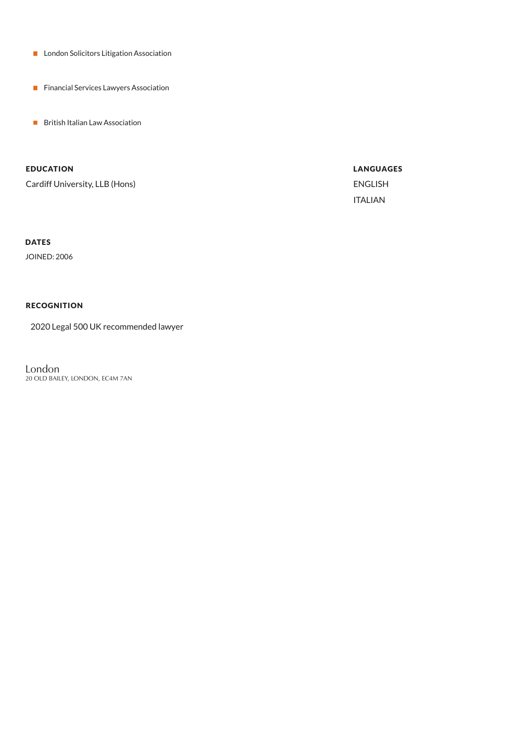- London Solicitors Litigation Association
- Financial Services Lawyers Association
- British Italian Law Association

## EDUCATION

Cardiff University, LLB (Hons)

## LANGUAGES

ENGLISH

ITALIAN

## DATES

JOINED: 2006

## RECOGNITION

2020 Legal 500 UK recommended lawyer

London

20 OLD BAILEY, LONDON, EC4M 7AN